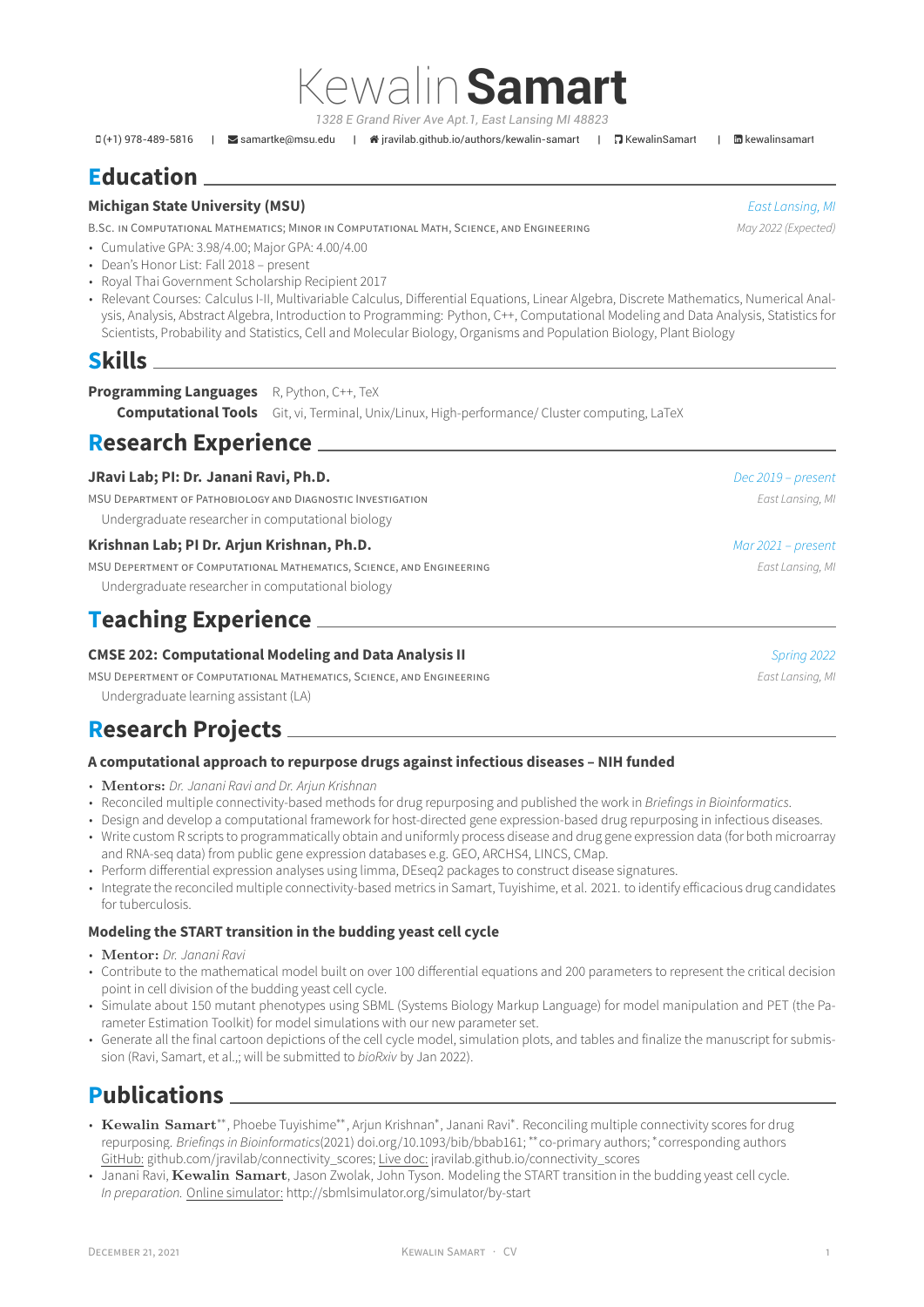# Kewalin **Samart**

*1328 E Grand River Ave Apt.1, East Lansing MI 48823*

(+1) 978-489-5816 | samartke@msu.edu | jravilab.github.io/authors/kewalin-samart | KewalinSamart | kewalinsamart

## Education

**Michigan State University (MSU)** — *East Lansing, MI*

B.Sc. in Computational Mathematics; Minor in Computational Math, Science, and Engineering — *May 2022 (Expected)*

- Cumulative GPA: 3.98/4.00; Major GPA: 4.00/4.00
- Dean's Honor List: Fall 2018 – present
- Royal Thai Government Scholarship Recipient 2017
- Relevant Courses: Calculus I-II, Multivariable Calculus, Differential Equations, Linear Algebra, Discrete Mathematics, Numerical Analysis, Analysis, Abstract Algebra, Introduction to Programming: Python, C++, Computational Modeling and Data Analysis, Statistics for Scientists, Probability and Statistics, Cell and Molecular Biology, Organisms and Population Biology, Plant Biology

## Skills

**Programming Languages** R, Python, C++, TeX

**Computational Tools** Git, vi, Terminal, Unix/Linux, High-performance/ Cluster computing, LaTeX

## Research Experience

**JRavi Lab; PI: Dr. Janani Ravi, Ph.D.** — *Dec 2019 – present*

MSU Department of Pathobiology and Diagnostic Investigation — *East Lansing, MI*

Undergraduate researcher in computational biology

**Krishnan Lab; PI Dr. Arjun Krishnan, Ph.D.** — *Mar 2021 – present*

MSU Depertment of Computational Mathematics, Science, and Engineering — *East Lansing, MI*

Undergraduate researcher in computational biology

## Teaching Experience

**CMSE 202: Computational Modeling and Data Analysis II** — *Spring 2022*

MSU Department of Computational Mathematics, Science, and Engineering — *East Lansing, MI*

Undergraduate learning assistant (LA)

## Research Projects

### A computational approach to repurpose drugs against infectious diseases – NIH funded

- **Mentors:** *Dr. Janani Ravi and Dr. Arjun Krishnan*
- Reconciled multiple connectivity-based methods for drug repurposing and published the work in *Briefings in Bioinformatics*.
- Design and develop a computational framework for host-directed gene expression-based drug repurposing in infectious diseases.
- Write custom R scripts to programmatically obtain and uniformly process disease and drug gene expression data (for both microarray and RNA-seq data) from public gene expression databases e.g. GEO, ARCHS4, LINCS, CMap.
- Perform differential expression analyses using limma, DEseq2 packages to construct disease signatures.
- Integrate the reconciled multiple connectivity-based metrics in Samart, Tuyishime, et al. 2021. to identify efficacious drug candidates for tuberculosis.

### Modeling the START transition in the budding yeast cell cycle

- **Mentor:** *Dr. Janani Ravi*
- Contribute to the mathematical model built on over 100 differential equations and 200 parameters to represent the critical decision point in cell division of the budding yeast cell cycle.
- Simulate about 150 mutant phenotypes using SBML (Systems Biology Markup Language) for model manipulation and PET (the Parameter Estimation Toolkit) for model simulations with our new parameter set.
- Generate all the final cartoon depictions of the cell cycle model, simulation plots, and tables and finalize the manuscript for submission (Ravi, Samart, et al.,; will be submitted to *bioRxiv* by Jan 2022).

## Publications

- **Kewalin Samart****, Phoebe Tuyishime**, Arjun Krishnan*, Janani Ravi*. Reconciling multiple connectivity scores for drug repurposing. *Briefings in Bioinformatics*(2021) doi.org/10.1093/bib/bbab161; ** co-primary authors; * corresponding authors
  GitHub: github.com/jravilab/connectivity_scores; Live doc: jravilab.github.io/connectivity_scores
- Janani Ravi, **Kewalin Samart**, Jason Zwolak, John Tyson. Modeling the START transition in the budding yeast cell cycle. *In preparation.* Online simulator: http://sbmlsimulator.org/simulator/by-start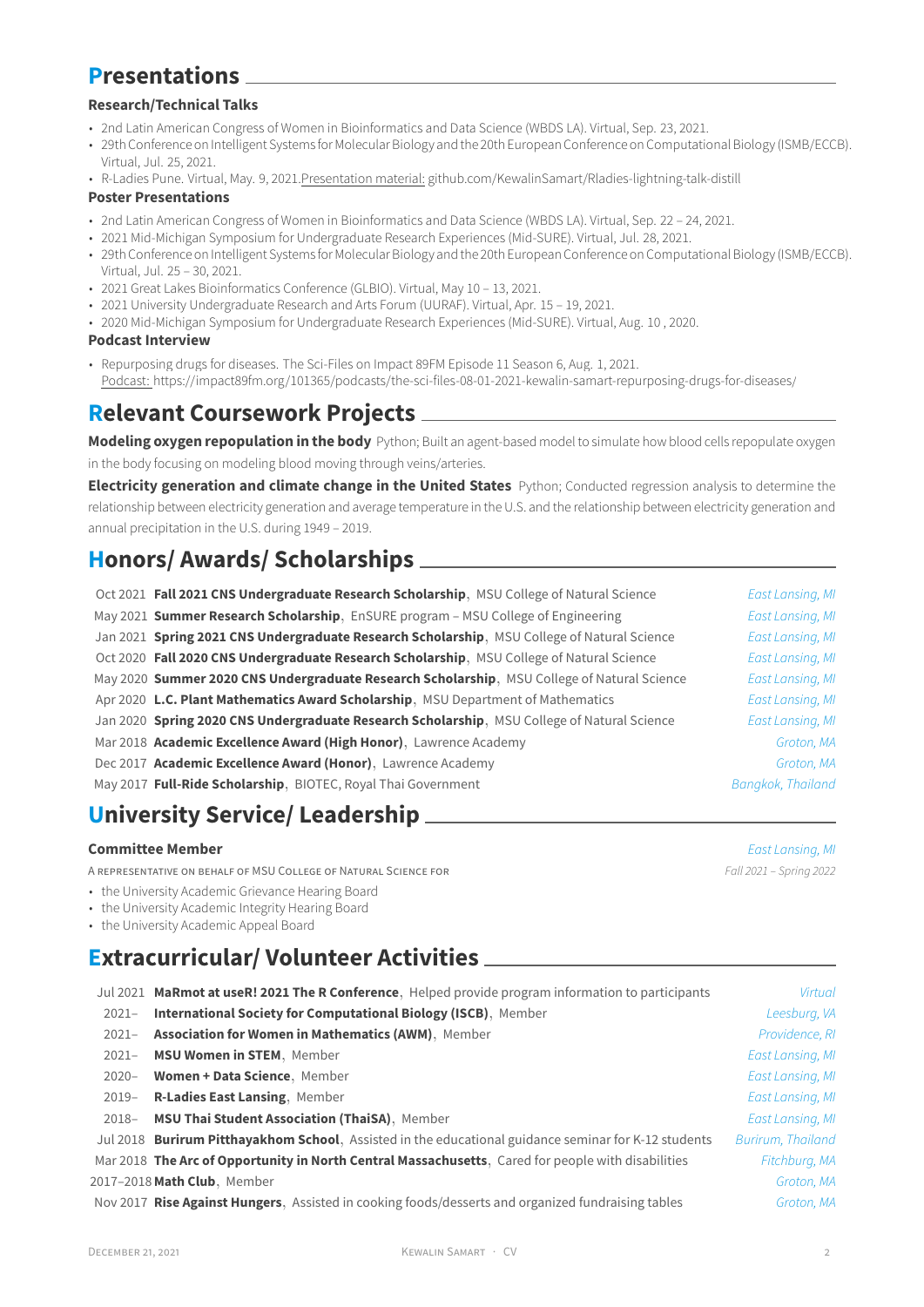## Presentations

### Research/Technical Talks

- 2nd Latin American Congress of Women in Bioinformatics and Data Science (WBDS LA). Virtual, Sep. 23, 2021.
- 29th Conference on Intelligent Systems for Molecular Biology and the 20th European Conference on Computational Biology (ISMB/ECCB). Virtual, Jul. 25, 2021.
- R-Ladies Pune. Virtual, May. 9, 2021.Presentation material: github.com/KewalinSamart/Rladies-lightning-talk-distill

### Poster Presentations

- 2nd Latin American Congress of Women in Bioinformatics and Data Science (WBDS LA). Virtual, Sep. 22 – 24, 2021.
- 2021 Mid-Michigan Symposium for Undergraduate Research Experiences (Mid-SURE). Virtual, Jul. 28, 2021.
- 29th Conference on Intelligent Systems for Molecular Biology and the 20th European Conference on Computational Biology (ISMB/ECCB). Virtual, Jul. 25 – 30, 2021.
- 2021 Great Lakes Bioinformatics Conference (GLBIO). Virtual, May 10 – 13, 2021.
- 2021 University Undergraduate Research and Arts Forum (UURAF). Virtual, Apr. 15 – 19, 2021.
- 2020 Mid-Michigan Symposium for Undergraduate Research Experiences (Mid-SURE). Virtual, Aug. 10 , 2020.

### Podcast Interview

- Repurposing drugs for diseases. The Sci-Files on Impact 89FM Episode 11 Season 6, Aug. 1, 2021.
  Podcast: https://impact89fm.org/101365/podcasts/the-sci-files-08-01-2021-kewalin-samart-repurposing-drugs-for-diseases/

## Relevant Coursework Projects

**Modeling oxygen repopulation in the body** Python; Built an agent-based model to simulate how blood cells repopulate oxygen in the body focusing on modeling blood moving through veins/arteries.

**Electricity generation and climate change in the United States** Python; Conducted regression analysis to determine the relationship between electricity generation and average temperature in the U.S. and the relationship between electricity generation and annual precipitation in the U.S. during 1949 – 2019.

## Honors/ Awards/ Scholarships

| | | |
|---|---|---|
| Oct 2021 | **Fall 2021 CNS Undergraduate Research Scholarship**, MSU College of Natural Science | *East Lansing, MI* |
| May 2021 | **Summer Research Scholarship**, EnSURE program – MSU College of Engineering | *East Lansing, MI* |
| Jan 2021 | **Spring 2021 CNS Undergraduate Research Scholarship**, MSU College of Natural Science | *East Lansing, MI* |
| Oct 2020 | **Fall 2020 CNS Undergraduate Research Scholarship**, MSU College of Natural Science | *East Lansing, MI* |
| May 2020 | **Summer 2020 CNS Undergraduate Research Scholarship**, MSU College of Natural Science | *East Lansing, MI* |
| Apr 2020 | **L.C. Plant Mathematics Award Scholarship**, MSU Department of Mathematics | *East Lansing, MI* |
| Jan 2020 | **Spring 2020 CNS Undergraduate Research Scholarship**, MSU College of Natural Science | *East Lansing, MI* |
| Mar 2018 | **Academic Excellence Award (High Honor)**, Lawrence Academy | *Groton, MA* |
| Dec 2017 | **Academic Excellence Award (Honor)**, Lawrence Academy | *Groton, MA* |
| May 2017 | **Full-Ride Scholarship**, BIOTEC, Royal Thai Government | *Bangkok, Thailand* |

## University Service/ Leadership

**Committee Member** *East Lansing, MI*

A representative on behalf of MSU College of Natural Science for *Fall 2021 – Spring 2022*

- the University Academic Grievance Hearing Board
- the University Academic Integrity Hearing Board
- the University Academic Appeal Board

## Extracurricular/ Volunteer Activities

| | | |
|---|---|---|
| Jul 2021 | **MaRmot at useR! 2021 The R Conference**, Helped provide program information to participants | *Virtual* |
| 2021– | **International Society for Computational Biology (ISCB)**, Member | *Leesburg, VA* |
| 2021– | **Association for Women in Mathematics (AWM)**, Member | *Providence, RI* |
| 2021– | **MSU Women in STEM**, Member | *East Lansing, MI* |
| 2020– | **Women + Data Science**, Member | *East Lansing, MI* |
| 2019– | **R-Ladies East Lansing**, Member | *East Lansing, MI* |
| 2018– | **MSU Thai Student Association (ThaiSA)**, Member | *East Lansing, MI* |
| Jul 2018 | **Burirum Pitthayakhom School**, Assisted in the educational guidance seminar for K-12 students | *Burirum, Thailand* |
| Mar 2018 | **The Arc of Opportunity in North Central Massachusetts**, Cared for people with disabilities | *Fitchburg, MA* |
| 2017–2018 | **Math Club**, Member | *Groton, MA* |
| Nov 2017 | **Rise Against Hungers**, Assisted in cooking foods/desserts and organized fundraising tables | *Groton, MA* |